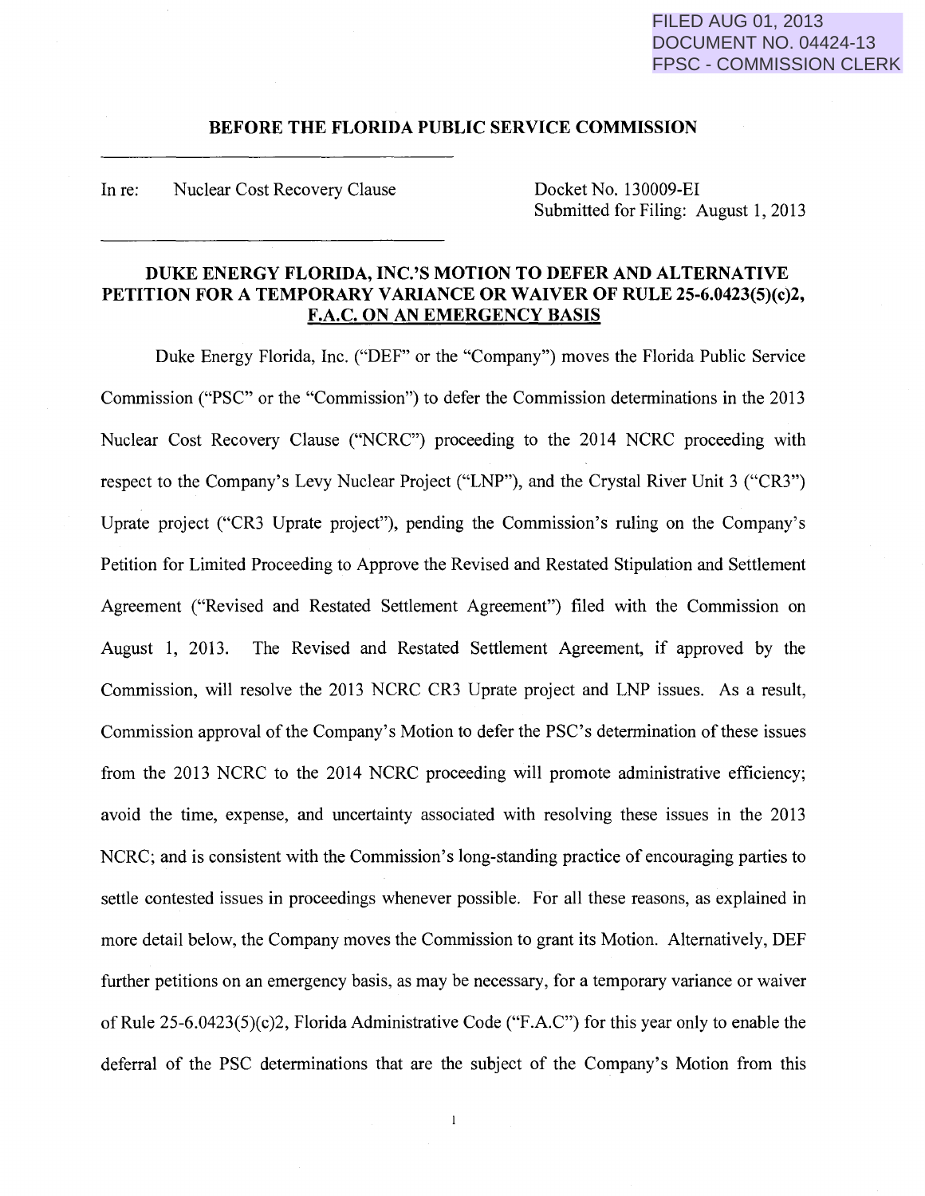FILED AUG 01, 2013
DOCUMENT NO. 04424-13
FPSC - COMMISSION CLERK

**BEFORE THE FLORIDA PUBLIC SERVICE COMMISSION**

In re: Nuclear Cost Recovery Clause

Docket No. 130009-EI
Submitted for Filing: August 1, 2013

**DUKE ENERGY FLORIDA, INC.'S MOTION TO DEFER AND ALTERNATIVE PETITION FOR A TEMPORARY VARIANCE OR WAIVER OF RULE 25-6.0423(5)(c)2, F.A.C. ON AN EMERGENCY BASIS**

Duke Energy Florida, Inc. ("DEF" or the "Company") moves the Florida Public Service Commission ("PSC" or the "Commission") to defer the Commission determinations in the 2013 Nuclear Cost Recovery Clause ("NCRC") proceeding to the 2014 NCRC proceeding with respect to the Company's Levy Nuclear Project ("LNP"), and the Crystal River Unit 3 ("CR3") Uprate project ("CR3 Uprate project"), pending the Commission's ruling on the Company's Petition for Limited Proceeding to Approve the Revised and Restated Stipulation and Settlement Agreement ("Revised and Restated Settlement Agreement") filed with the Commission on August 1, 2013. The Revised and Restated Settlement Agreement, if approved by the Commission, will resolve the 2013 NCRC CR3 Uprate project and LNP issues. As a result, Commission approval of the Company's Motion to defer the PSC's determination of these issues from the 2013 NCRC to the 2014 NCRC proceeding will promote administrative efficiency; avoid the time, expense, and uncertainty associated with resolving these issues in the 2013 NCRC; and is consistent with the Commission's long-standing practice of encouraging parties to settle contested issues in proceedings whenever possible. For all these reasons, as explained in more detail below, the Company moves the Commission to grant its Motion. Alternatively, DEF further petitions on an emergency basis, as may be necessary, for a temporary variance or waiver of Rule 25-6.0423(5)(c)2, Florida Administrative Code ("F.A.C") for this year only to enable the deferral of the PSC determinations that are the subject of the Company's Motion from this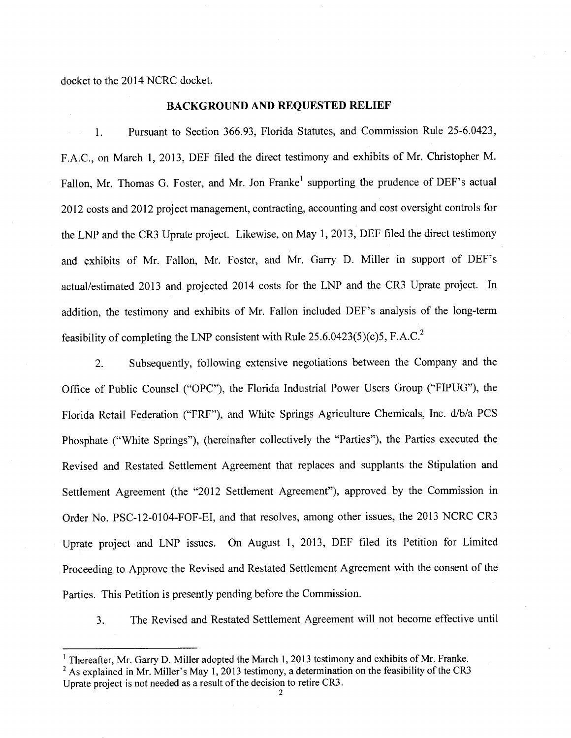docket to the 2014 NCRC docket.

## BACKGROUND AND REQUESTED RELIEF

1. Pursuant to Section 366.93, Florida Statutes, and Commission Rule 25-6.0423, F.A.C., on March 1, 2013, DEF filed the direct testimony and exhibits of Mr. Christopher M. Fallon, Mr. Thomas G. Foster, and Mr. Jon Franke[1] supporting the prudence of DEF's actual 2012 costs and 2012 project management, contracting, accounting and cost oversight controls for the LNP and the CR3 Uprate project. Likewise, on May 1, 2013, DEF filed the direct testimony and exhibits of Mr. Fallon, Mr. Foster, and Mr. Garry D. Miller in support of DEF's actual/estimated 2013 and projected 2014 costs for the LNP and the CR3 Uprate project. In addition, the testimony and exhibits of Mr. Fallon included DEF's analysis of the long-term feasibility of completing the LNP consistent with Rule 25.6.0423(5)(c)5, F.A.C.[2]

2. Subsequently, following extensive negotiations between the Company and the Office of Public Counsel ("OPC"), the Florida Industrial Power Users Group ("FIPUG"), the Florida Retail Federation ("FRF"), and White Springs Agriculture Chemicals, Inc. d/b/a PCS Phosphate ("White Springs"), (hereinafter collectively the "Parties"), the Parties executed the Revised and Restated Settlement Agreement that replaces and supplants the Stipulation and Settlement Agreement (the "2012 Settlement Agreement"), approved by the Commission in Order No. PSC-12-0104-FOF-EI, and that resolves, among other issues, the 2013 NCRC CR3 Uprate project and LNP issues. On August 1, 2013, DEF filed its Petition for Limited Proceeding to Approve the Revised and Restated Settlement Agreement with the consent of the Parties. This Petition is presently pending before the Commission.

3. The Revised and Restated Settlement Agreement will not become effective until

---

[1] Thereafter, Mr. Garry D. Miller adopted the March 1, 2013 testimony and exhibits of Mr. Franke.

[2] As explained in Mr. Miller's May 1, 2013 testimony, a determination on the feasibility of the CR3 Uprate project is not needed as a result of the decision to retire CR3.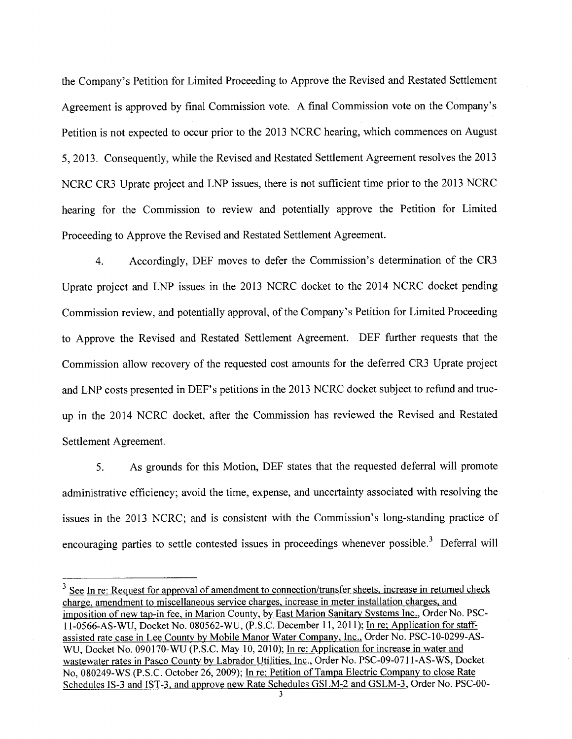the Company's Petition for Limited Proceeding to Approve the Revised and Restated Settlement Agreement is approved by final Commission vote. A final Commission vote on the Company's Petition is not expected to occur prior to the 2013 NCRC hearing, which commences on August 5, 2013. Consequently, while the Revised and Restated Settlement Agreement resolves the 2013 NCRC CR3 Uprate project and LNP issues, there is not sufficient time prior to the 2013 NCRC hearing for the Commission to review and potentially approve the Petition for Limited Proceeding to Approve the Revised and Restated Settlement Agreement.

4. Accordingly, DEF moves to defer the Commission's determination of the CR3 Uprate project and LNP issues in the 2013 NCRC docket to the 2014 NCRC docket pending Commission review, and potentially approval, of the Company's Petition for Limited Proceeding to Approve the Revised and Restated Settlement Agreement. DEF further requests that the Commission allow recovery of the requested cost amounts for the deferred CR3 Uprate project and LNP costs presented in DEF's petitions in the 2013 NCRC docket subject to refund and true-up in the 2014 NCRC docket, after the Commission has reviewed the Revised and Restated Settlement Agreement.

5. As grounds for this Motion, DEF states that the requested deferral will promote administrative efficiency; avoid the time, expense, and uncertainty associated with resolving the issues in the 2013 NCRC; and is consistent with the Commission's long-standing practice of encouraging parties to settle contested issues in proceedings whenever possible.[3] Deferral will

---

[3] See In re: Request for approval of amendment to connection/transfer sheets, increase in returned check charge, amendment to miscellaneous service charges, increase in meter installation charges, and imposition of new tap-in fee, in Marion County, by East Marion Sanitary Systems Inc., Order No. PSC-11-0566-AS-WU, Docket No. 080562-WU, (P.S.C. December 11, 2011); In re: Application for staff-assisted rate case in Lee County by Mobile Manor Water Company, Inc., Order No. PSC-10-0299-AS-WU, Docket No. 090170-WU (P.S.C. May 10, 2010); In re: Application for increase in water and wastewater rates in Pasco County by Labrador Utilities, Inc., Order No. PSC-09-0711-AS-WS, Docket No, 080249-WS (P.S.C. October 26, 2009); In re: Petition of Tampa Electric Company to close Rate Schedules IS-3 and IST-3, and approve new Rate Schedules GSLM-2 and GSLM-3, Order No. PSC-00-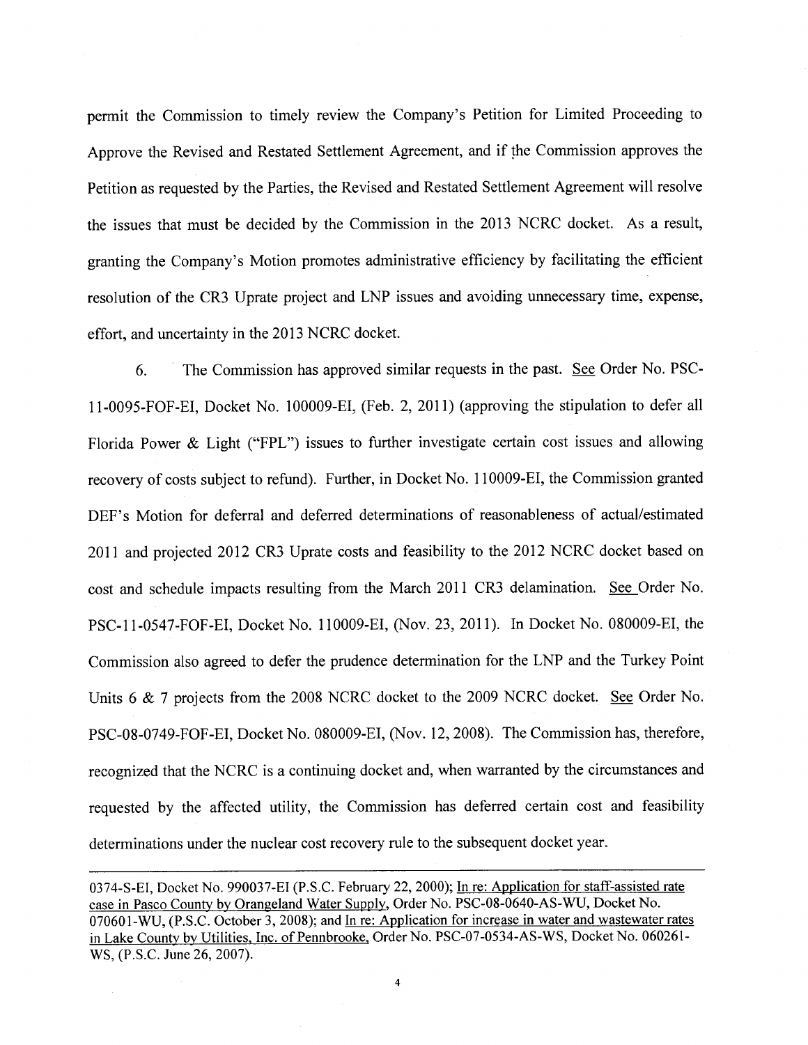permit the Commission to timely review the Company's Petition for Limited Proceeding to Approve the Revised and Restated Settlement Agreement, and if the Commission approves the Petition as requested by the Parties, the Revised and Restated Settlement Agreement will resolve the issues that must be decided by the Commission in the 2013 NCRC docket. As a result, granting the Company's Motion promotes administrative efficiency by facilitating the efficient resolution of the CR3 Uprate project and LNP issues and avoiding unnecessary time, expense, effort, and uncertainty in the 2013 NCRC docket.

6. The Commission has approved similar requests in the past. See Order No. PSC-11-0095-FOF-EI, Docket No. 100009-EI, (Feb. 2, 2011) (approving the stipulation to defer all Florida Power & Light ("FPL") issues to further investigate certain cost issues and allowing recovery of costs subject to refund). Further, in Docket No. 110009-EI, the Commission granted DEF's Motion for deferral and deferred determinations of reasonableness of actual/estimated 2011 and projected 2012 CR3 Uprate costs and feasibility to the 2012 NCRC docket based on cost and schedule impacts resulting from the March 2011 CR3 delamination. See Order No. PSC-11-0547-FOF-EI, Docket No. 110009-EI, (Nov. 23, 2011). In Docket No. 080009-EI, the Commission also agreed to defer the prudence determination for the LNP and the Turkey Point Units 6 & 7 projects from the 2008 NCRC docket to the 2009 NCRC docket. See Order No. PSC-08-0749-FOF-EI, Docket No. 080009-EI, (Nov. 12, 2008). The Commission has, therefore, recognized that the NCRC is a continuing docket and, when warranted by the circumstances and requested by the affected utility, the Commission has deferred certain cost and feasibility determinations under the nuclear cost recovery rule to the subsequent docket year.

---

0374-S-EI, Docket No. 990037-EI (P.S.C. February 22, 2000); In re: Application for staff-assisted rate case in Pasco County by Orangeland Water Supply, Order No. PSC-08-0640-AS-WU, Docket No. 070601-WU, (P.S.C. October 3, 2008); and In re: Application for increase in water and wastewater rates in Lake County by Utilities, Inc. of Pennbrooke, Order No. PSC-07-0534-AS-WS, Docket No. 060261-WS, (P.S.C. June 26, 2007).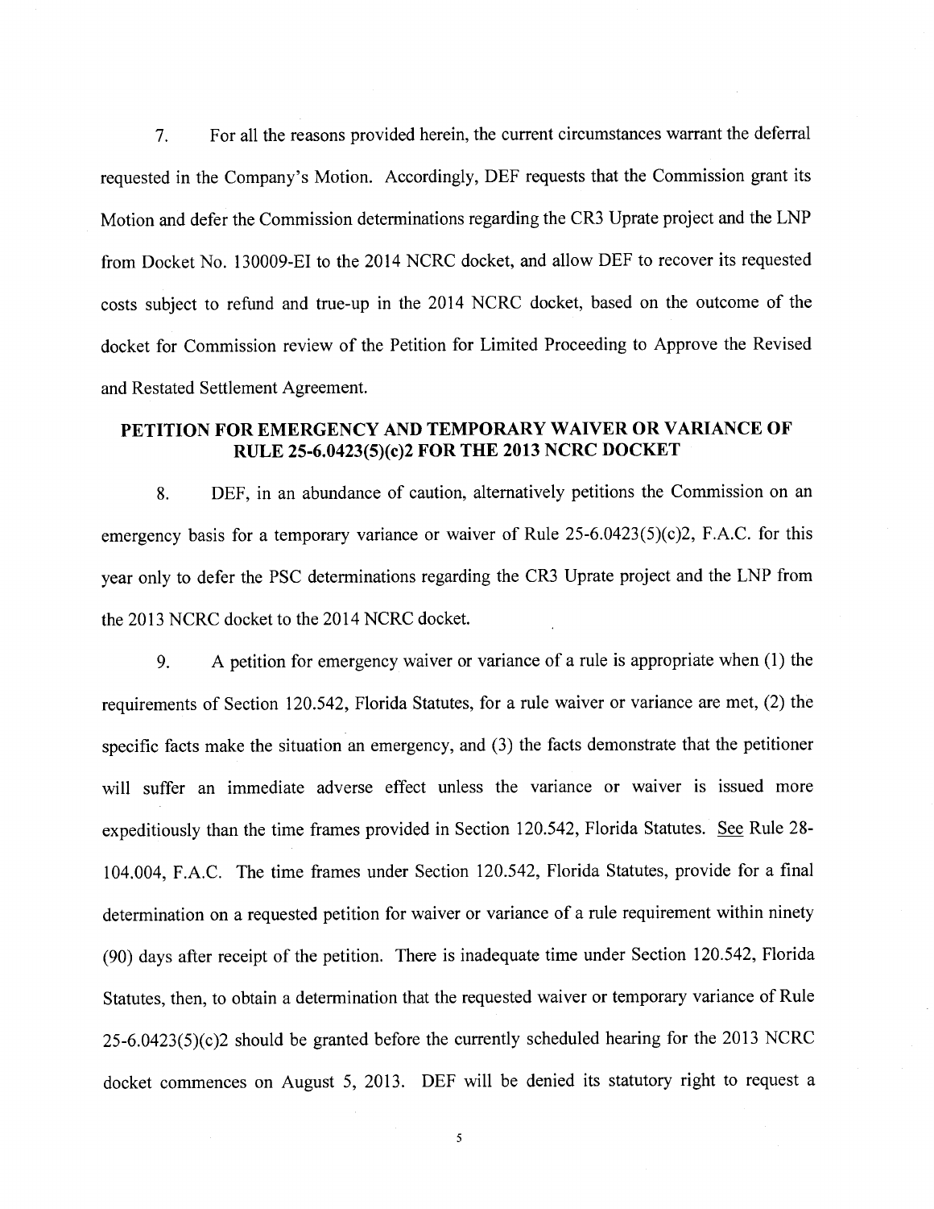7. For all the reasons provided herein, the current circumstances warrant the deferral requested in the Company's Motion. Accordingly, DEF requests that the Commission grant its Motion and defer the Commission determinations regarding the CR3 Uprate project and the LNP from Docket No. 130009-EI to the 2014 NCRC docket, and allow DEF to recover its requested costs subject to refund and true-up in the 2014 NCRC docket, based on the outcome of the docket for Commission review of the Petition for Limited Proceeding to Approve the Revised and Restated Settlement Agreement.

## PETITION FOR EMERGENCY AND TEMPORARY WAIVER OR VARIANCE OF RULE 25-6.0423(5)(c)2 FOR THE 2013 NCRC DOCKET

8. DEF, in an abundance of caution, alternatively petitions the Commission on an emergency basis for a temporary variance or waiver of Rule 25-6.0423(5)(c)2, F.A.C. for this year only to defer the PSC determinations regarding the CR3 Uprate project and the LNP from the 2013 NCRC docket to the 2014 NCRC docket.

9. A petition for emergency waiver or variance of a rule is appropriate when (1) the requirements of Section 120.542, Florida Statutes, for a rule waiver or variance are met, (2) the specific facts make the situation an emergency, and (3) the facts demonstrate that the petitioner will suffer an immediate adverse effect unless the variance or waiver is issued more expeditiously than the time frames provided in Section 120.542, Florida Statutes. See Rule 28-104.004, F.A.C. The time frames under Section 120.542, Florida Statutes, provide for a final determination on a requested petition for waiver or variance of a rule requirement within ninety (90) days after receipt of the petition. There is inadequate time under Section 120.542, Florida Statutes, then, to obtain a determination that the requested waiver or temporary variance of Rule 25-6.0423(5)(c)2 should be granted before the currently scheduled hearing for the 2013 NCRC docket commences on August 5, 2013. DEF will be denied its statutory right to request a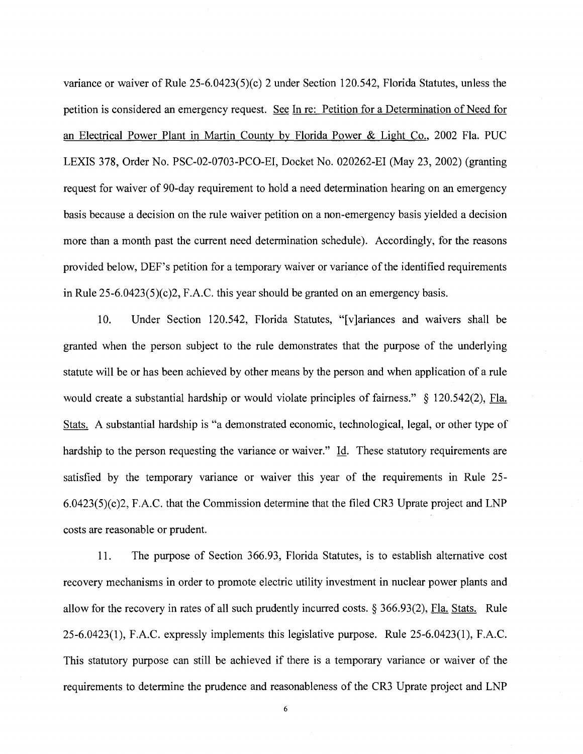variance or waiver of Rule 25-6.0423(5)(c) 2 under Section 120.542, Florida Statutes, unless the petition is considered an emergency request. See In re: Petition for a Determination of Need for an Electrical Power Plant in Martin County by Florida Power & Light Co., 2002 Fla. PUC LEXIS 378, Order No. PSC-02-0703-PCO-EI, Docket No. 020262-EI (May 23, 2002) (granting request for waiver of 90-day requirement to hold a need determination hearing on an emergency basis because a decision on the rule waiver petition on a non-emergency basis yielded a decision more than a month past the current need determination schedule). Accordingly, for the reasons provided below, DEF's petition for a temporary waiver or variance of the identified requirements in Rule 25-6.0423(5)(c)2, F.A.C. this year should be granted on an emergency basis.

10. Under Section 120.542, Florida Statutes, "[v]ariances and waivers shall be granted when the person subject to the rule demonstrates that the purpose of the underlying statute will be or has been achieved by other means by the person and when application of a rule would create a substantial hardship or would violate principles of fairness." § 120.542(2), Fla. Stats. A substantial hardship is "a demonstrated economic, technological, legal, or other type of hardship to the person requesting the variance or waiver." Id. These statutory requirements are satisfied by the temporary variance or waiver this year of the requirements in Rule 25-6.0423(5)(c)2, F.A.C. that the Commission determine that the filed CR3 Uprate project and LNP costs are reasonable or prudent.

11. The purpose of Section 366.93, Florida Statutes, is to establish alternative cost recovery mechanisms in order to promote electric utility investment in nuclear power plants and allow for the recovery in rates of all such prudently incurred costs. § 366.93(2), Fla. Stats. Rule 25-6.0423(1), F.A.C. expressly implements this legislative purpose. Rule 25-6.0423(1), F.A.C. This statutory purpose can still be achieved if there is a temporary variance or waiver of the requirements to determine the prudence and reasonableness of the CR3 Uprate project and LNP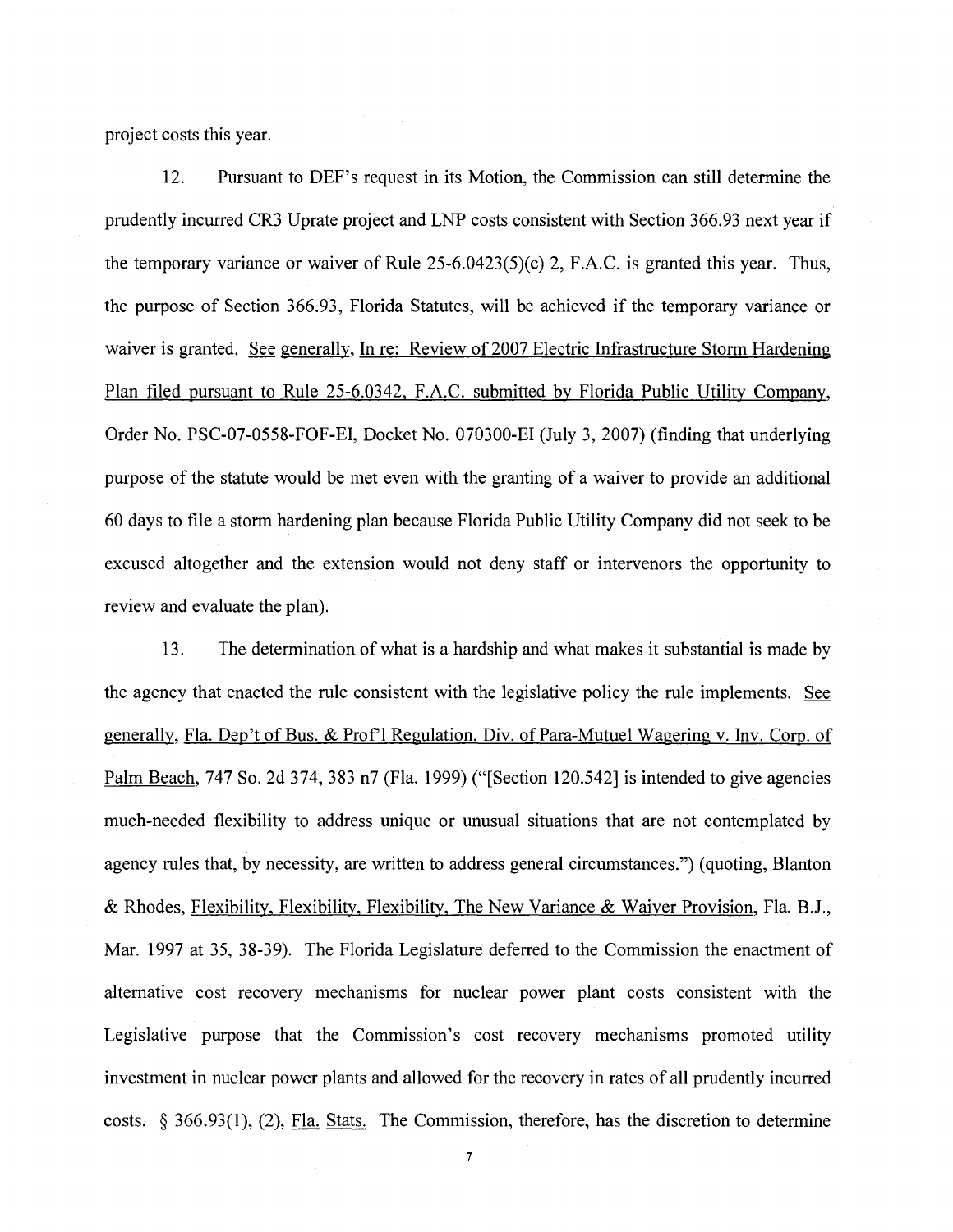project costs this year.

12. Pursuant to DEF's request in its Motion, the Commission can still determine the prudently incurred CR3 Uprate project and LNP costs consistent with Section 366.93 next year if the temporary variance or waiver of Rule 25-6.0423(5)(c) 2, F.A.C. is granted this year. Thus, the purpose of Section 366.93, Florida Statutes, will be achieved if the temporary variance or waiver is granted. See generally, In re: Review of 2007 Electric Infrastructure Storm Hardening Plan filed pursuant to Rule 25-6.0342, F.A.C. submitted by Florida Public Utility Company, Order No. PSC-07-0558-FOF-EI, Docket No. 070300-EI (July 3, 2007) (finding that underlying purpose of the statute would be met even with the granting of a waiver to provide an additional 60 days to file a storm hardening plan because Florida Public Utility Company did not seek to be excused altogether and the extension would not deny staff or intervenors the opportunity to review and evaluate the plan).

13. The determination of what is a hardship and what makes it substantial is made by the agency that enacted the rule consistent with the legislative policy the rule implements. See generally, Fla. Dep't of Bus. & Prof'l Regulation, Div. of Para-Mutuel Wagering v. Inv. Corp. of Palm Beach, 747 So. 2d 374, 383 n7 (Fla. 1999) ("[Section 120.542] is intended to give agencies much-needed flexibility to address unique or unusual situations that are not contemplated by agency rules that, by necessity, are written to address general circumstances.") (quoting, Blanton & Rhodes, Flexibility, Flexibility, Flexibility, The New Variance & Waiver Provision, Fla. B.J., Mar. 1997 at 35, 38-39). The Florida Legislature deferred to the Commission the enactment of alternative cost recovery mechanisms for nuclear power plant costs consistent with the Legislative purpose that the Commission's cost recovery mechanisms promoted utility investment in nuclear power plants and allowed for the recovery in rates of all prudently incurred costs. § 366.93(1), (2), Fla. Stats. The Commission, therefore, has the discretion to determine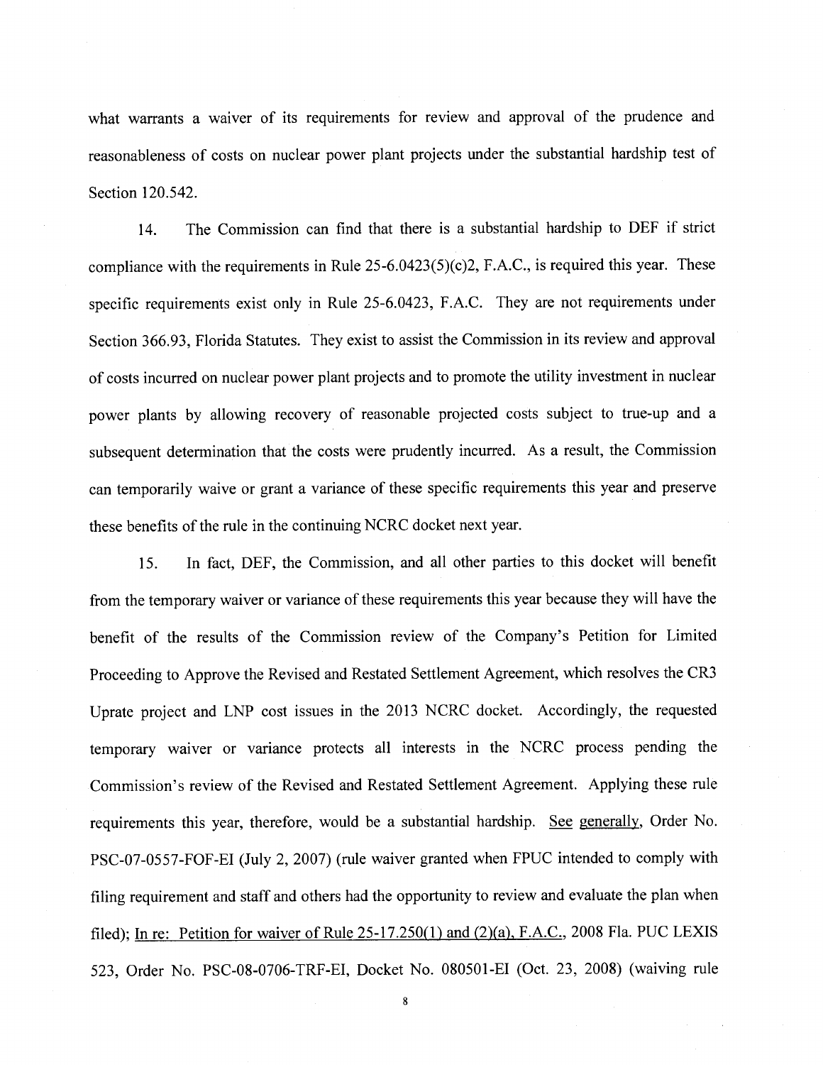what warrants a waiver of its requirements for review and approval of the prudence and reasonableness of costs on nuclear power plant projects under the substantial hardship test of Section 120.542.

14. The Commission can find that there is a substantial hardship to DEF if strict compliance with the requirements in Rule 25-6.0423(5)(c)2, F.A.C., is required this year. These specific requirements exist only in Rule 25-6.0423, F.A.C. They are not requirements under Section 366.93, Florida Statutes. They exist to assist the Commission in its review and approval of costs incurred on nuclear power plant projects and to promote the utility investment in nuclear power plants by allowing recovery of reasonable projected costs subject to true-up and a subsequent determination that the costs were prudently incurred. As a result, the Commission can temporarily waive or grant a variance of these specific requirements this year and preserve these benefits of the rule in the continuing NCRC docket next year.

15. In fact, DEF, the Commission, and all other parties to this docket will benefit from the temporary waiver or variance of these requirements this year because they will have the benefit of the results of the Commission review of the Company's Petition for Limited Proceeding to Approve the Revised and Restated Settlement Agreement, which resolves the CR3 Uprate project and LNP cost issues in the 2013 NCRC docket. Accordingly, the requested temporary waiver or variance protects all interests in the NCRC process pending the Commission's review of the Revised and Restated Settlement Agreement. Applying these rule requirements this year, therefore, would be a substantial hardship. See generally, Order No. PSC-07-0557-FOF-EI (July 2, 2007) (rule waiver granted when FPUC intended to comply with filing requirement and staff and others had the opportunity to review and evaluate the plan when filed); In re: Petition for waiver of Rule 25-17.250(1) and (2)(a), F.A.C., 2008 Fla. PUC LEXIS 523, Order No. PSC-08-0706-TRF-EI, Docket No. 080501-EI (Oct. 23, 2008) (waiving rule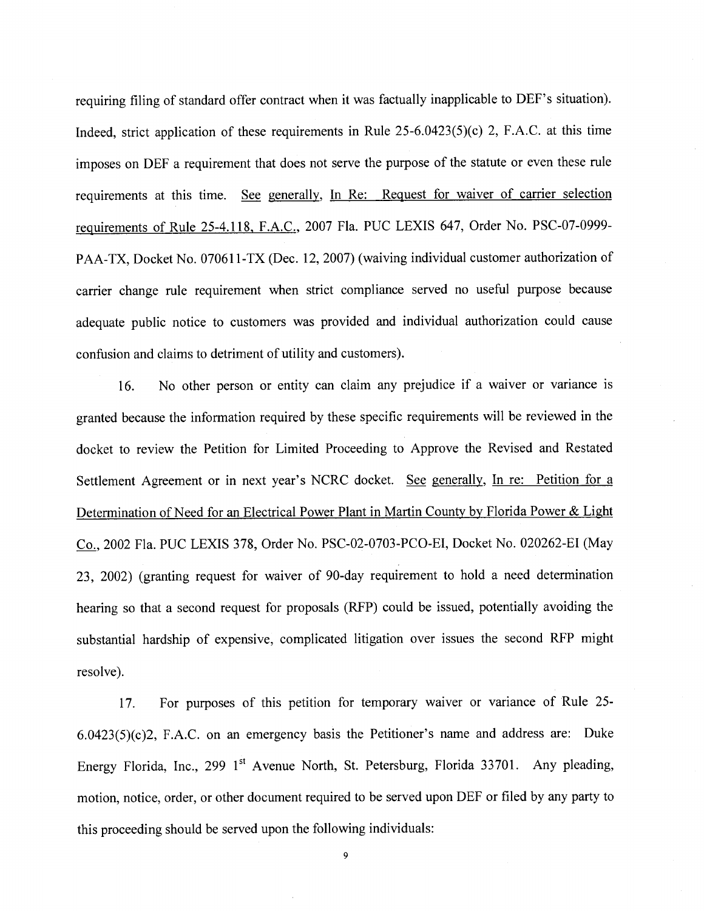requiring filing of standard offer contract when it was factually inapplicable to DEF's situation). Indeed, strict application of these requirements in Rule 25-6.0423(5)(c) 2, F.A.C. at this time imposes on DEF a requirement that does not serve the purpose of the statute or even these rule requirements at this time. See generally, In Re: Request for waiver of carrier selection requirements of Rule 25-4.118, F.A.C., 2007 Fla. PUC LEXIS 647, Order No. PSC-07-0999-PAA-TX, Docket No. 070611-TX (Dec. 12, 2007) (waiving individual customer authorization of carrier change rule requirement when strict compliance served no useful purpose because adequate public notice to customers was provided and individual authorization could cause confusion and claims to detriment of utility and customers).

16. No other person or entity can claim any prejudice if a waiver or variance is granted because the information required by these specific requirements will be reviewed in the docket to review the Petition for Limited Proceeding to Approve the Revised and Restated Settlement Agreement or in next year's NCRC docket. See generally, In re: Petition for a Determination of Need for an Electrical Power Plant in Martin County by Florida Power & Light Co., 2002 Fla. PUC LEXIS 378, Order No. PSC-02-0703-PCO-EI, Docket No. 020262-EI (May 23, 2002) (granting request for waiver of 90-day requirement to hold a need determination hearing so that a second request for proposals (RFP) could be issued, potentially avoiding the substantial hardship of expensive, complicated litigation over issues the second RFP might resolve).

17. For purposes of this petition for temporary waiver or variance of Rule 25-6.0423(5)(c)2, F.A.C. on an emergency basis the Petitioner's name and address are: Duke Energy Florida, Inc., 299 1st Avenue North, St. Petersburg, Florida 33701. Any pleading, motion, notice, order, or other document required to be served upon DEF or filed by any party to this proceeding should be served upon the following individuals: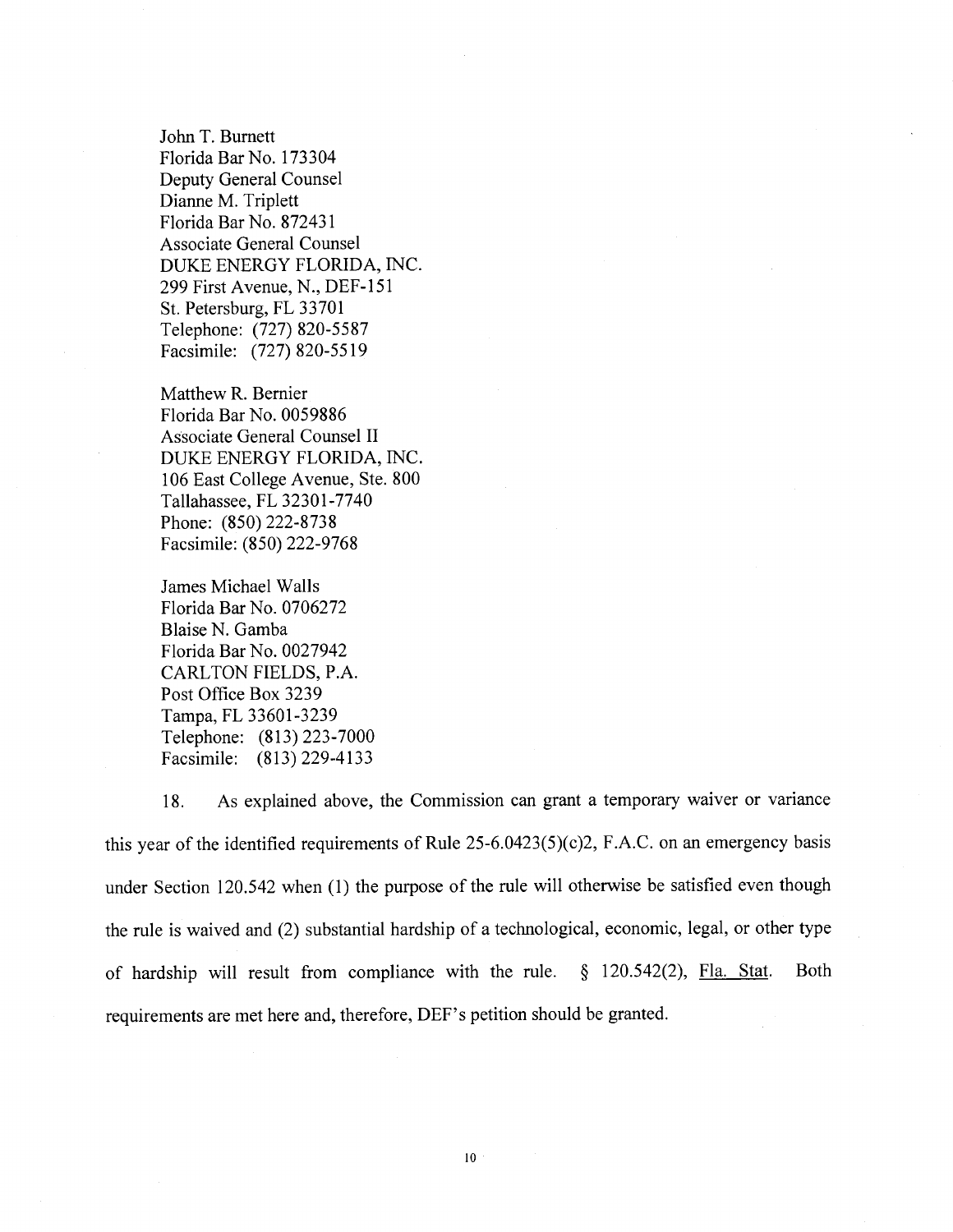John T. Burnett
Florida Bar No. 173304
Deputy General Counsel
Dianne M. Triplett
Florida Bar No. 872431
Associate General Counsel
DUKE ENERGY FLORIDA, INC.
299 First Avenue, N., DEF-151
St. Petersburg, FL 33701
Telephone: (727) 820-5587
Facsimile: (727) 820-5519

Matthew R. Bernier
Florida Bar No. 0059886
Associate General Counsel II
DUKE ENERGY FLORIDA, INC.
106 East College Avenue, Ste. 800
Tallahassee, FL 32301-7740
Phone: (850) 222-8738
Facsimile: (850) 222-9768

James Michael Walls
Florida Bar No. 0706272
Blaise N. Gamba
Florida Bar No. 0027942
CARLTON FIELDS, P.A.
Post Office Box 3239
Tampa, FL 33601-3239
Telephone: (813) 223-7000
Facsimile: (813) 229-4133

18. As explained above, the Commission can grant a temporary waiver or variance this year of the identified requirements of Rule 25-6.0423(5)(c)2, F.A.C. on an emergency basis under Section 120.542 when (1) the purpose of the rule will otherwise be satisfied even though the rule is waived and (2) substantial hardship of a technological, economic, legal, or other type of hardship will result from compliance with the rule. § 120.542(2), Fla. Stat. Both requirements are met here and, therefore, DEF's petition should be granted.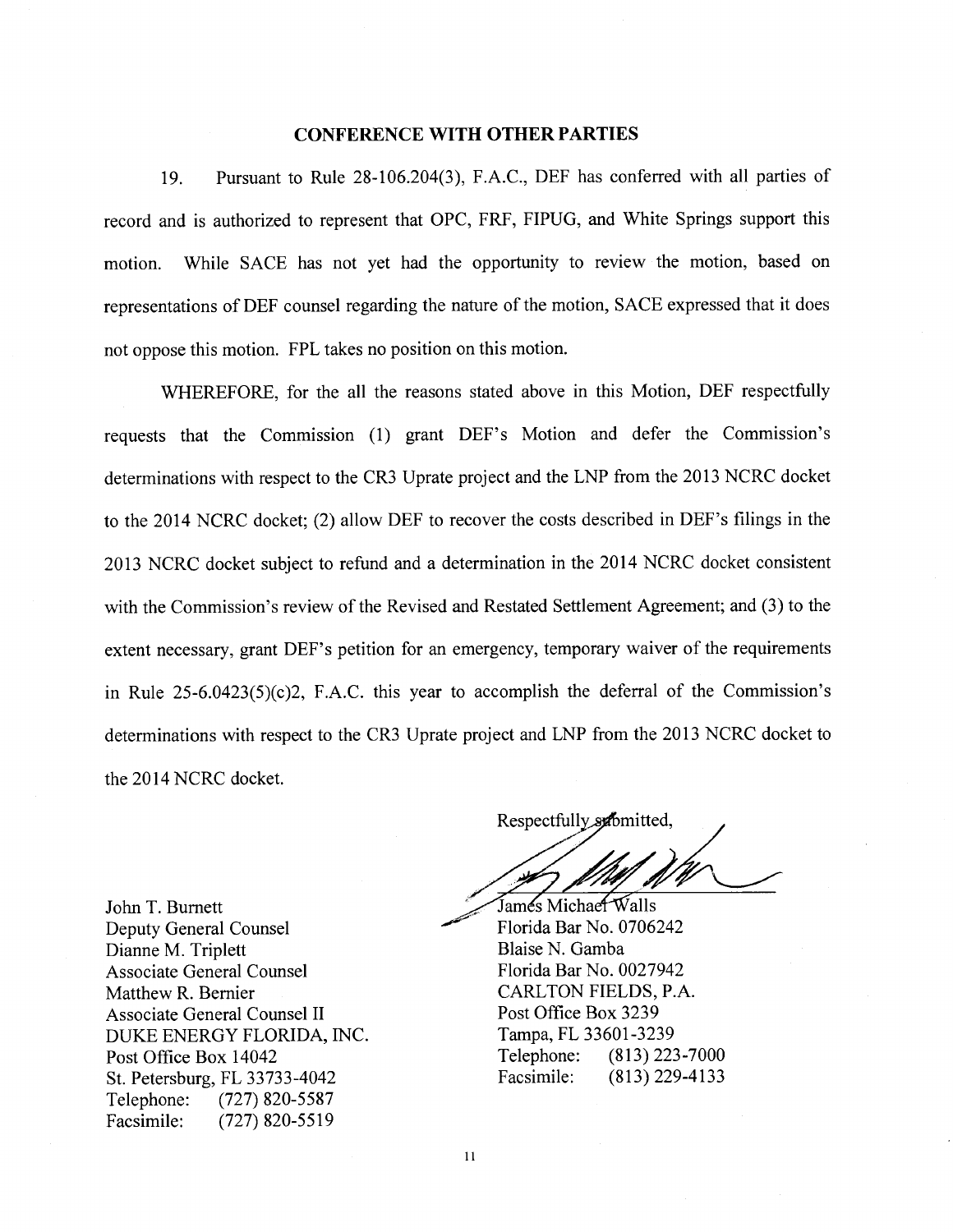## CONFERENCE WITH OTHER PARTIES

19. Pursuant to Rule 28-106.204(3), F.A.C., DEF has conferred with all parties of record and is authorized to represent that OPC, FRF, FIPUG, and White Springs support this motion. While SACE has not yet had the opportunity to review the motion, based on representations of DEF counsel regarding the nature of the motion, SACE expressed that it does not oppose this motion. FPL takes no position on this motion.

WHEREFORE, for the all the reasons stated above in this Motion, DEF respectfully requests that the Commission (1) grant DEF's Motion and defer the Commission's determinations with respect to the CR3 Uprate project and the LNP from the 2013 NCRC docket to the 2014 NCRC docket; (2) allow DEF to recover the costs described in DEF's filings in the 2013 NCRC docket subject to refund and a determination in the 2014 NCRC docket consistent with the Commission's review of the Revised and Restated Settlement Agreement; and (3) to the extent necessary, grant DEF's petition for an emergency, temporary waiver of the requirements in Rule 25-6.0423(5)(c)2, F.A.C. this year to accomplish the deferral of the Commission's determinations with respect to the CR3 Uprate project and LNP from the 2013 NCRC docket to the 2014 NCRC docket.

Respectfully submitted,

James Michael Walls
Florida Bar No. 0706242
Blaise N. Gamba
Florida Bar No. 0027942
CARLTON FIELDS, P.A.
Post Office Box 3239
Tampa, FL 33601-3239
Telephone: (813) 223-7000
Facsimile: (813) 229-4133

John T. Burnett
Deputy General Counsel
Dianne M. Triplett
Associate General Counsel
Matthew R. Bernier
Associate General Counsel II
DUKE ENERGY FLORIDA, INC.
Post Office Box 14042
St. Petersburg, FL 33733-4042
Telephone: (727) 820-5587
Facsimile: (727) 820-5519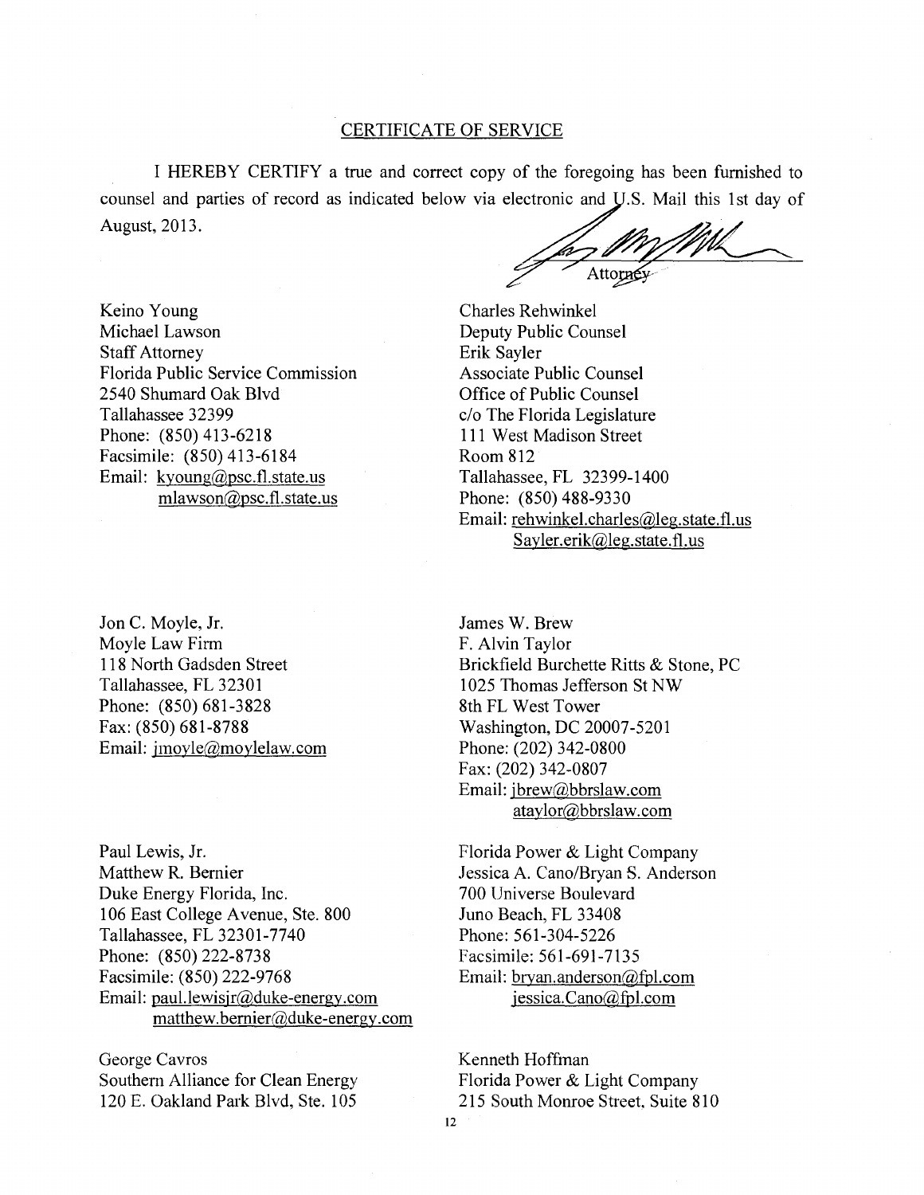## CERTIFICATE OF SERVICE

I HEREBY CERTIFY a true and correct copy of the foregoing has been furnished to counsel and parties of record as indicated below via electronic and U.S. Mail this 1st day of August, 2013.

Attorney

Keino Young
Michael Lawson
Staff Attorney
Florida Public Service Commission
2540 Shumard Oak Blvd
Tallahassee 32399
Phone: (850) 413-6218
Facsimile: (850) 413-6184
Email: kyoung@psc.fl.state.us
mlawson@psc.fl.state.us

Charles Rehwinkel
Deputy Public Counsel
Erik Sayler
Associate Public Counsel
Office of Public Counsel
c/o The Florida Legislature
111 West Madison Street
Room 812
Tallahassee, FL 32399-1400
Phone: (850) 488-9330
Email: rehwinkel.charles@leg.state.fl.us
Sayler.erik@leg.state.fl.us

Jon C. Moyle, Jr.
Moyle Law Firm
118 North Gadsden Street
Tallahassee, FL 32301
Phone: (850) 681-3828
Fax: (850) 681-8788
Email: jmoyle@moylelaw.com

James W. Brew
F. Alvin Taylor
Brickfield Burchette Ritts & Stone, PC
1025 Thomas Jefferson St NW
8th FL West Tower
Washington, DC 20007-5201
Phone: (202) 342-0800
Fax: (202) 342-0807
Email: jbrew@bbrslaw.com
ataylor@bbrslaw.com

Paul Lewis, Jr.
Matthew R. Bernier
Duke Energy Florida, Inc.
106 East College Avenue, Ste. 800
Tallahassee, FL 32301-7740
Phone: (850) 222-8738
Facsimile: (850) 222-9768
Email: paul.lewisjr@duke-energy.com
matthew.bernier@duke-energy.com

Florida Power & Light Company
Jessica A. Cano/Bryan S. Anderson
700 Universe Boulevard
Juno Beach, FL 33408
Phone: 561-304-5226
Facsimile: 561-691-7135
Email: bryan.anderson@fpl.com
jessica.Cano@fpl.com

George Cavros
Southern Alliance for Clean Energy
120 E. Oakland Park Blvd, Ste. 105

Kenneth Hoffman
Florida Power & Light Company
215 South Monroe Street, Suite 810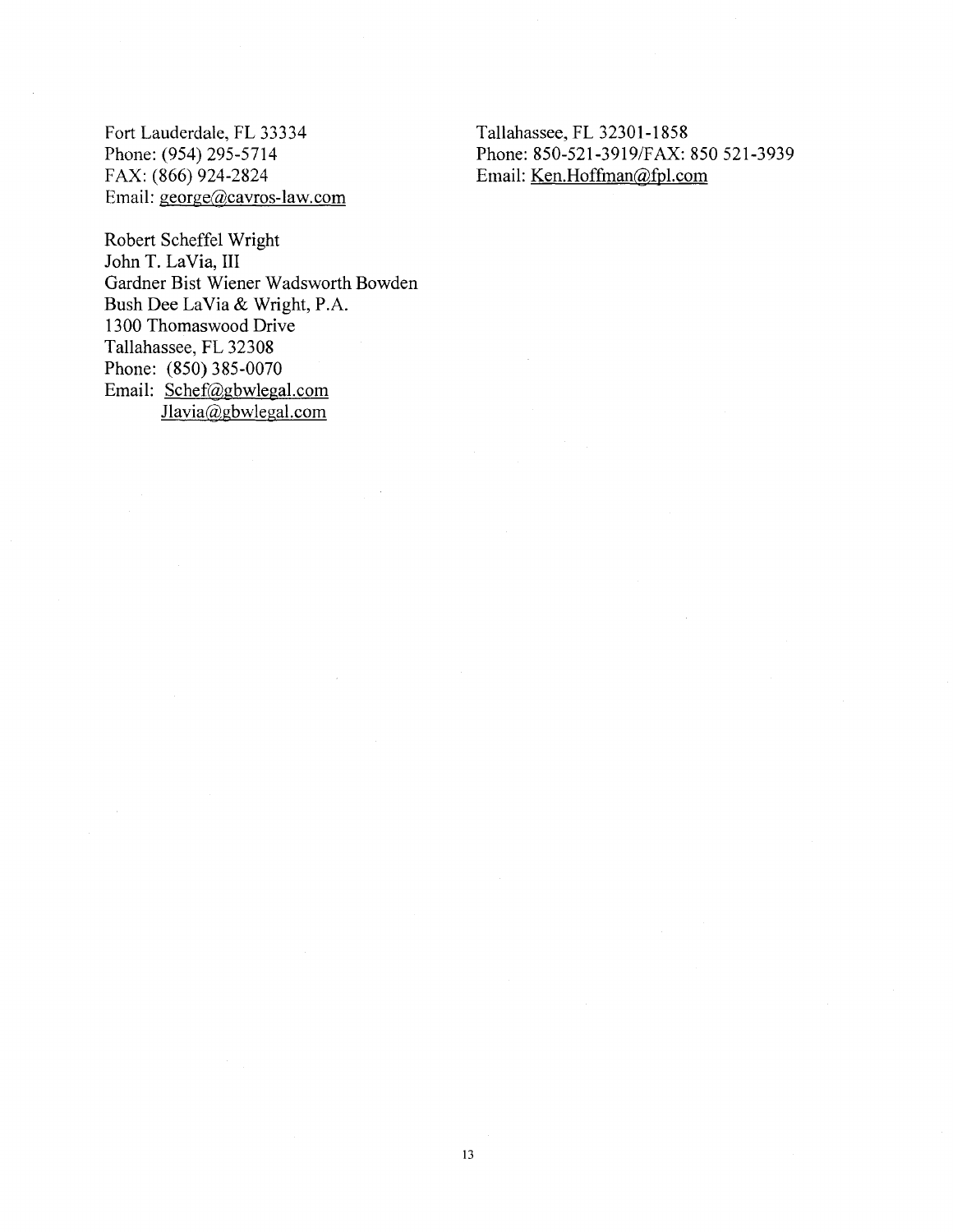Fort Lauderdale, FL 33334
Phone: (954) 295-5714
FAX: (866) 924-2824
Email: george@cavros-law.com

Robert Scheffel Wright
John T. LaVia, III
Gardner Bist Wiener Wadsworth Bowden
Bush Dee LaVia & Wright, P.A.
1300 Thomaswood Drive
Tallahassee, FL 32308
Phone: (850) 385-0070
Email: Schef@gbwlegal.com
Jlavia@gbwlegal.com

Tallahassee, FL 32301-1858
Phone: 850-521-3919/FAX: 850 521-3939
Email: Ken.Hoffman@fpl.com